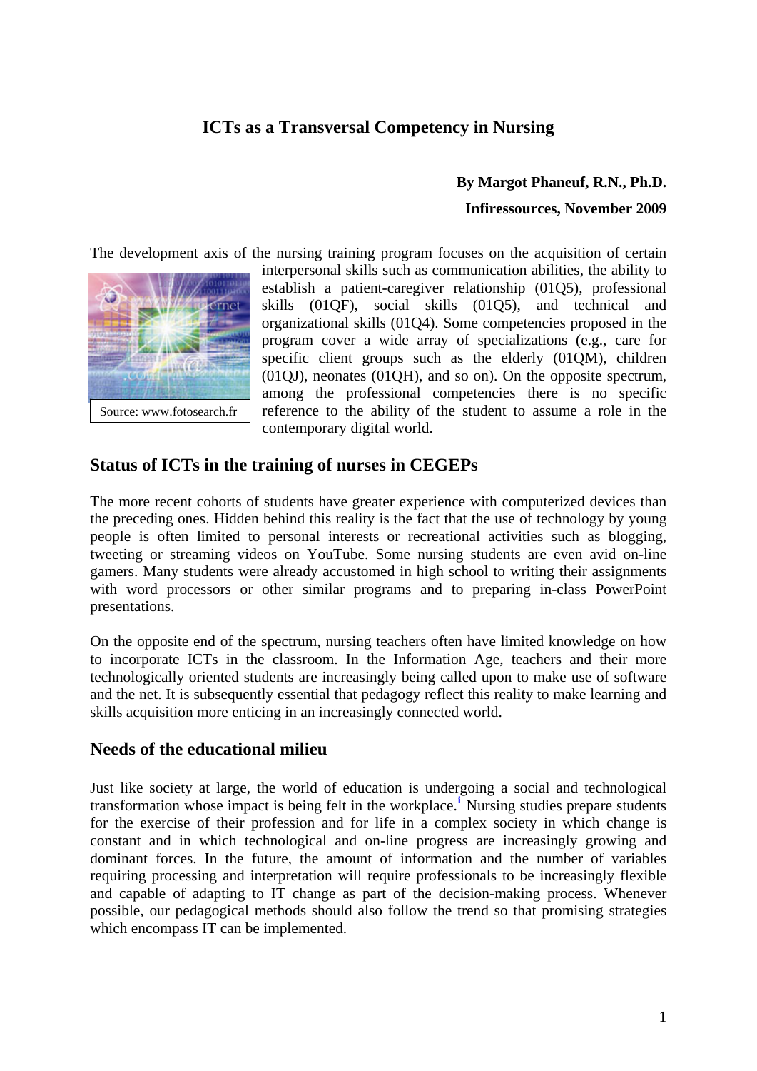# ICTs as a Transversal Competency in Nursing

**By Margot Phaneuf, R.N., Ph.D.**

**Infiressources, November 2009**

The development axis of the nursing training program focuses on the acquisition of certain interpersonal skills such as communication abilities, the ability to establish a patient-caregiver relationship (01Q5), professional skills (01QF), social skills (01Q5), and technical and organizational skills (01Q4). Some competencies proposed in the program cover a wide array of specializations (e.g., care for specific client groups such as the elderly (01QM), children (01QJ), neonates (01QH), and so on). On the opposite spectrum, among the professional competencies there is no specific reference to the ability of the student to assume a role in the contemporary digital world.

Source: www.fotosearch.fr

## Status of ICTs in the training of nurses in CEGEPs

The more recent cohorts of students have greater experience with computerized devices than the preceding ones. Hidden behind this reality is the fact that the use of technology by young people is often limited to personal interests or recreational activities such as blogging, tweeting or streaming videos on YouTube. Some nursing students are even avid on-line gamers. Many students were already accustomed in high school to writing their assignments with word processors or other similar programs and to preparing in-class PowerPoint presentations.

On the opposite end of the spectrum, nursing teachers often have limited knowledge on how to incorporate ICTs in the classroom. In the Information Age, teachers and their more technologically oriented students are increasingly being called upon to make use of software and the net. It is subsequently essential that pedagogy reflect this reality to make learning and skills acquisition more enticing in an increasingly connected world.

## Needs of the educational milieu

Just like society at large, the world of education is undergoing a social and technological transformation whose impact is being felt in the workplace.[i] Nursing studies prepare students for the exercise of their profession and for life in a complex society in which change is constant and in which technological and on-line progress are increasingly growing and dominant forces. In the future, the amount of information and the number of variables requiring processing and interpretation will require professionals to be increasingly flexible and capable of adapting to IT change as part of the decision-making process. Whenever possible, our pedagogical methods should also follow the trend so that promising strategies which encompass IT can be implemented.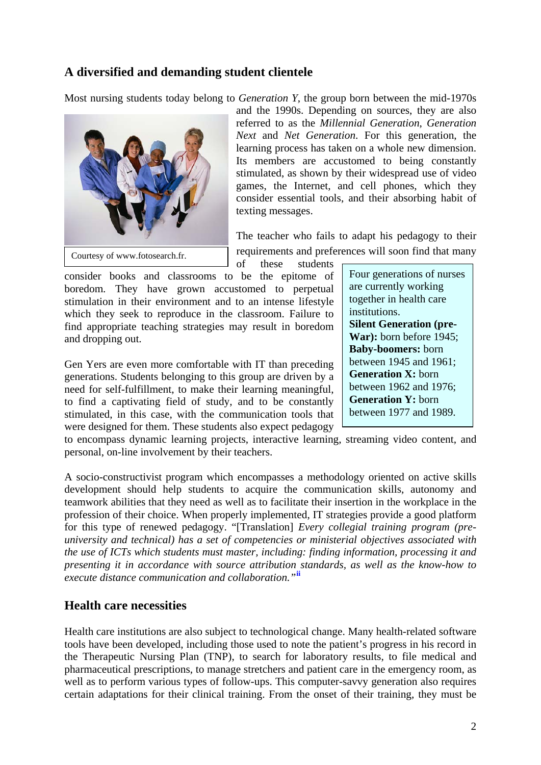## A diversified and demanding student clientele

Most nursing students today belong to *Generation Y*, the group born between the mid-1970s and the 1990s. Depending on sources, they are also referred to as the *Millennial Generation*, *Generation Next* and *Net Generation*. For this generation, the learning process has taken on a whole new dimension. Its members are accustomed to being constantly stimulated, as shown by their widespread use of video games, the Internet, and cell phones, which they consider essential tools, and their absorbing habit of texting messages.

Courtesy of www.fotosearch.fr.

The teacher who fails to adapt his pedagogy to their requirements and preferences will soon find that many of these students consider books and classrooms to be the epitome of boredom. They have grown accustomed to perpetual stimulation in their environment and to an intense lifestyle which they seek to reproduce in the classroom. Failure to find appropriate teaching strategies may result in boredom and dropping out.

> Four generations of nurses are currently working together in health care institutions.
> **Silent Generation (pre-War):** born before 1945;
> **Baby-boomers:** born between 1945 and 1961;
> **Generation X:** born between 1962 and 1976;
> **Generation Y:** born between 1977 and 1989.

Gen Yers are even more comfortable with IT than preceding generations. Students belonging to this group are driven by a need for self-fulfillment, to make their learning meaningful, to find a captivating field of study, and to be constantly stimulated, in this case, with the communication tools that were designed for them. These students also expect pedagogy to encompass dynamic learning projects, interactive learning, streaming video content, and personal, on-line involvement by their teachers.

A socio-constructivist program which encompasses a methodology oriented on active skills development should help students to acquire the communication skills, autonomy and teamwork abilities that they need as well as to facilitate their insertion in the workplace in the profession of their choice. When properly implemented, IT strategies provide a good platform for this type of renewed pedagogy. “[Translation] *Every collegial training program (pre-university and technical) has a set of competencies or ministerial objectives associated with the use of ICTs which students must master, including: finding information, processing it and presenting it in accordance with source attribution standards, as well as the know-how to execute distance communication and collaboration.”*[ii]

## Health care necessities

Health care institutions are also subject to technological change. Many health-related software tools have been developed, including those used to note the patient’s progress in his record in the Therapeutic Nursing Plan (TNP), to search for laboratory results, to file medical and pharmaceutical prescriptions, to manage stretchers and patient care in the emergency room, as well as to perform various types of follow-ups. This computer-savvy generation also requires certain adaptations for their clinical training. From the onset of their training, they must be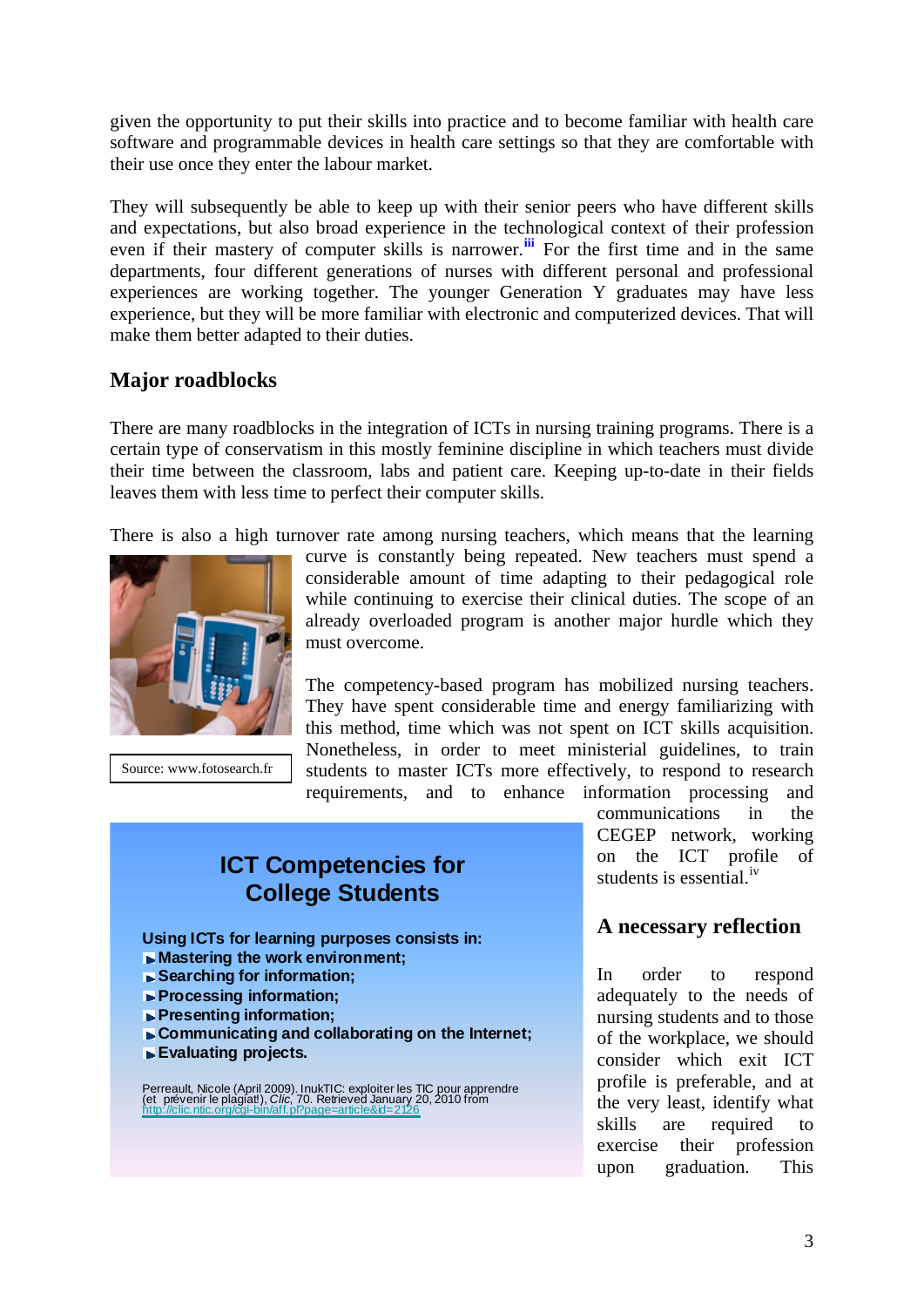given the opportunity to put their skills into practice and to become familiar with health care software and programmable devices in health care settings so that they are comfortable with their use once they enter the labour market.

They will subsequently be able to keep up with their senior peers who have different skills and expectations, but also broad experience in the technological context of their profession even if their mastery of computer skills is narrower.[iii] For the first time and in the same departments, four different generations of nurses with different personal and professional experiences are working together. The younger Generation Y graduates may have less experience, but they will be more familiar with electronic and computerized devices. That will make them better adapted to their duties.

## Major roadblocks

There are many roadblocks in the integration of ICTs in nursing training programs. There is a certain type of conservatism in this mostly feminine discipline in which teachers must divide their time between the classroom, labs and patient care. Keeping up-to-date in their fields leaves them with less time to perfect their computer skills.

There is also a high turnover rate among nursing teachers, which means that the learning curve is constantly being repeated. New teachers must spend a considerable amount of time adapting to their pedagogical role while continuing to exercise their clinical duties. The scope of an already overloaded program is another major hurdle which they must overcome.

Source: www.fotosearch.fr

The competency-based program has mobilized nursing teachers. They have spent considerable time and energy familiarizing with this method, time which was not spent on ICT skills acquisition. Nonetheless, in order to meet ministerial guidelines, to train students to master ICTs more effectively, to respond to research requirements, and to enhance information processing and communications in the CEGEP network, working on the ICT profile of students is essential.[iv]

**ICT Competencies for College Students**

**Using ICTs for learning purposes consists in:**

- **Mastering the work environment;**
- **Searching for information;**
- **Processing information;**
- **Presenting information;**
- **Communicating and collaborating on the Internet;**
- **Evaluating projects.**

Perreault, Nicole (April 2009). InukTIC: exploiter les TIC pour apprendre (et prévenir le plagiat!), *Clic*, 70. Retrieved January 20, 2010 from http://clic.ntic.org/cgi-bin/aff.pl?page=article&id=2126

## A necessary reflection

In order to respond adequately to the needs of nursing students and to those of the workplace, we should consider which exit ICT profile is preferable, and at the very least, identify what skills are required to exercise their profession upon graduation. This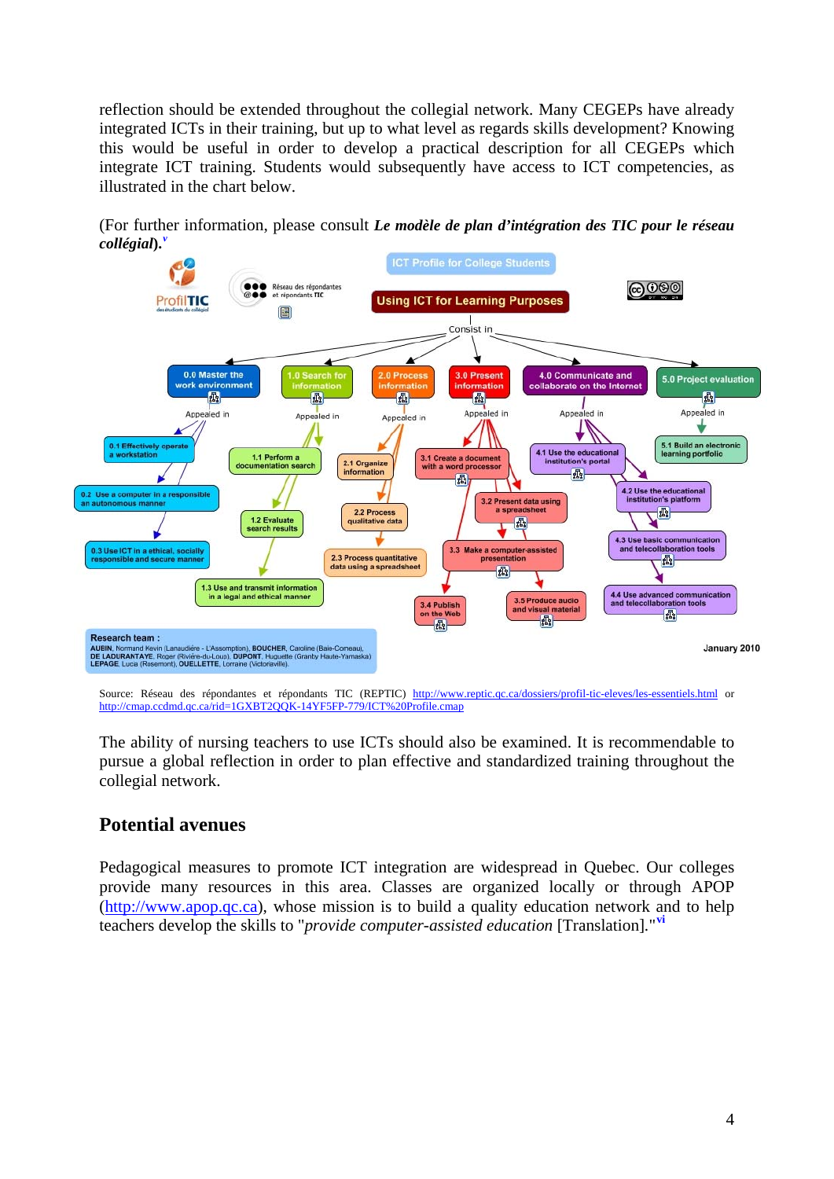reflection should be extended throughout the collegial network. Many CEGEPs have already integrated ICTs in their training, but up to what level as regards skills development? Knowing this would be useful in order to develop a practical description for all CEGEPs which integrate ICT training. Students would subsequently have access to ICT competencies, as illustrated in the chart below.

(For further information, please consult ***Le modèle de plan d'intégration des TIC pour le réseau collégial***).[v]

ICT Profile for College Students

Using ICT for Learning Purposes

Consist in

- 0.0 Master the work environment — Appealed in
  - 0.1 Effectively operate a workstation
  - 0.2 Use a computer in a responsible an autonomous manner
  - 0.3 Use ICT in a ethical, socially responsible and secure manner
- 1.0 Search for information — Appealed in
  - 1.1 Perform a documentation search
  - 1.2 Evaluate search results
  - 1.3 Use and transmit information in a legal and ethical manner
- 2.0 Process information — Appealed in
  - 2.1 Organize information
  - 2.2 Process qualitative data
  - 2.3 Process quantitative data using a spreadsheet
- 3.0 Present information — Appealed in
  - 3.1 Create a document with a word processor
  - 3.2 Present data using a spreadsheet
  - 3.3 Make a computer-assisted presentation
  - 3.4 Publish on the Web
  - 3.5 Produce audio and visual material
- 4.0 Communicate and collaborate on the Internet — Appealed in
  - 4.1 Use the educational institution's portal
  - 4.2 Use the educational institution's platform
  - 4.3 Use basic communication and telecollaboration tools
  - 4.4 Use advanced communication and telecollaboration tools
- 5.0 Project evaluation — Appealed in
  - 5.1 Build an electronic learning portfolio

Research team :
AUBIN, Normand Kevin (Lanaudière - L'Assomption), BOUCHER, Caroline (Baie-Comeau), DE LADURANTAYE, Roger (Rivière-du-Loup), DUPONT, Huguette (Granby Haute-Yamaska) LEPAGE, Luca (Rosemont), OUELLETTE, Lorraine (Victoriaville).

January 2010

Source: Réseau des répondantes et répondants TIC (REPTIC) http://www.reptic.qc.ca/dossiers/profil-tic-eleves/les-essentiels.html or http://cmap.ccdmd.qc.ca/rid=1GXBT2QQK-14YF5FP-779/ICT%20Profile.cmap

The ability of nursing teachers to use ICTs should also be examined. It is recommendable to pursue a global reflection in order to plan effective and standardized training throughout the collegial network.

## Potential avenues

Pedagogical measures to promote ICT integration are widespread in Quebec. Our colleges provide many resources in this area. Classes are organized locally or through APOP (http://www.apop.qc.ca), whose mission is to build a quality education network and to help teachers develop the skills to "*provide computer-assisted education* [Translation]."[vi]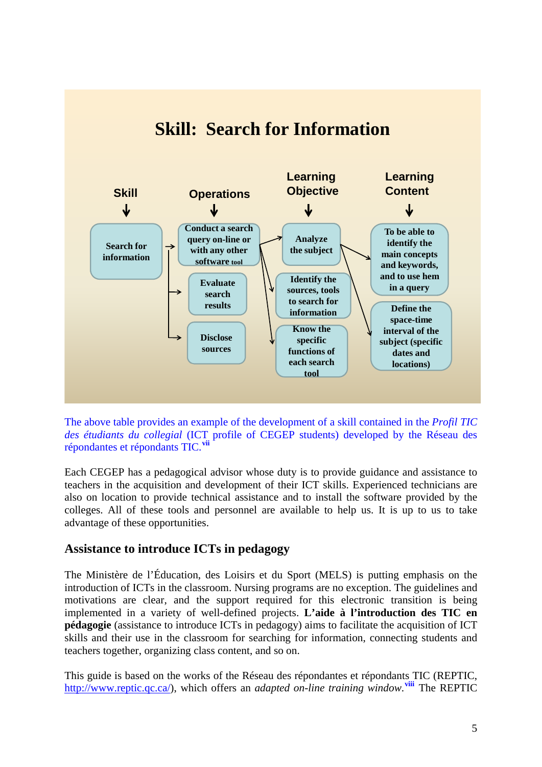## Skill: Search for Information

| Skill | Operations | Learning Objective | Learning Content |
|---|---|---|---|
| Search for information | Conduct a search query on-line or with any other software tool | Analyze the subject | To be able to identify the main concepts and keywords, and to use hem in a query |
| | Evaluate search results | Identify the sources, tools to search for information | Define the space-time interval of the subject (specific dates and locations) |
| | Disclose sources | Know the specific functions of each search tool | |

The above table provides an example of the development of a skill contained in the *Profil TIC des étudiants du collegial* (ICT profile of CEGEP students) developed by the Réseau des répondantes et répondants TIC.[vii]

Each CEGEP has a pedagogical advisor whose duty is to provide guidance and assistance to teachers in the acquisition and development of their ICT skills. Experienced technicians are also on location to provide technical assistance and to install the software provided by the colleges. All of these tools and personnel are available to help us. It is up to us to take advantage of these opportunities.

### Assistance to introduce ICTs in pedagogy

The Ministère de l'Éducation, des Loisirs et du Sport (MELS) is putting emphasis on the introduction of ICTs in the classroom. Nursing programs are no exception. The guidelines and motivations are clear, and the support required for this electronic transition is being implemented in a variety of well-defined projects. **L'aide à l'introduction des TIC en pédagogie** (assistance to introduce ICTs in pedagogy) aims to facilitate the acquisition of ICT skills and their use in the classroom for searching for information, connecting students and teachers together, organizing class content, and so on.

This guide is based on the works of the Réseau des répondantes et répondants TIC (REPTIC, http://www.reptic.qc.ca/), which offers an *adapted on-line training window.*[viii] The REPTIC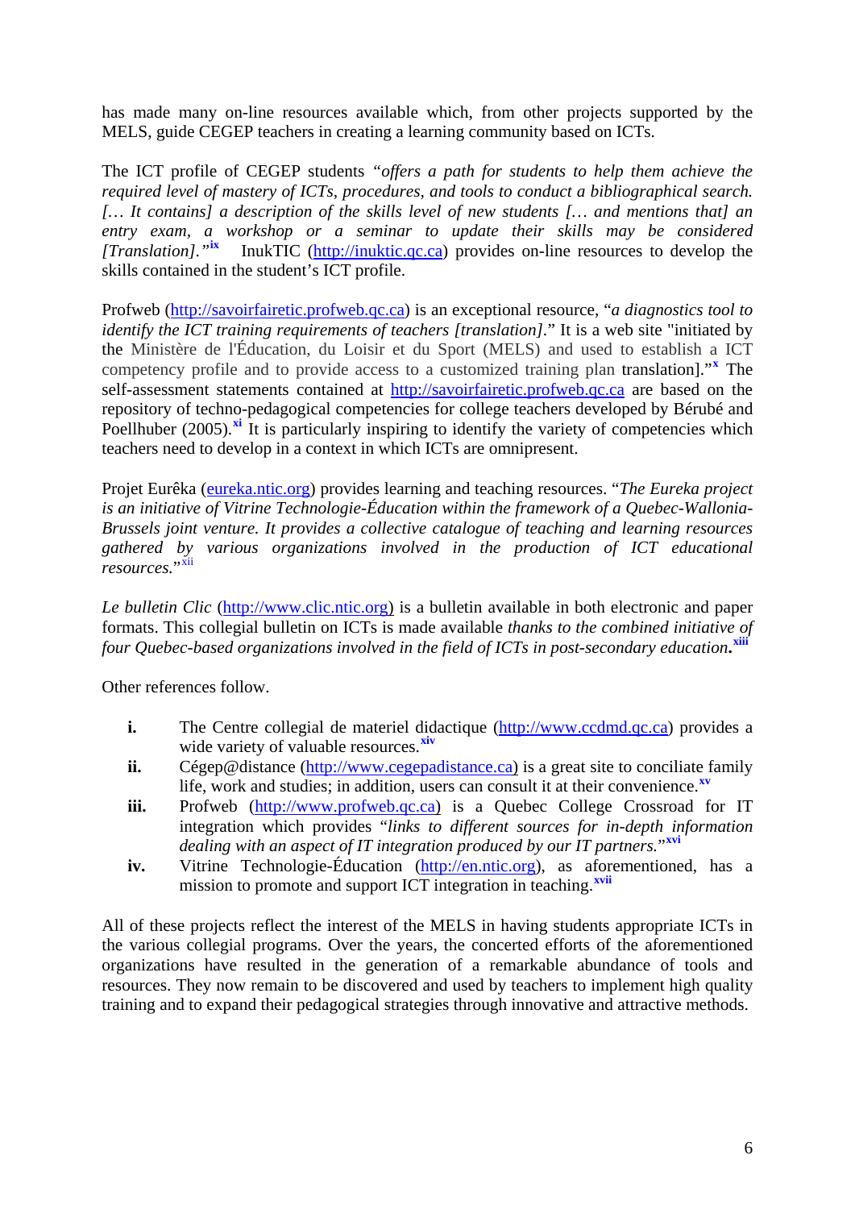has made many on-line resources available which, from other projects supported by the MELS, guide CEGEP teachers in creating a learning community based on ICTs.

The ICT profile of CEGEP students *"offers a path for students to help them achieve the required level of mastery of ICTs, procedures, and tools to conduct a bibliographical search. [… It contains] a description of the skills level of new students [… and mentions that] an entry exam, a workshop or a seminar to update their skills may be considered [Translation]."*[ix] InukTIC (http://inuktic.qc.ca) provides on-line resources to develop the skills contained in the student's ICT profile.

Profweb (http://savoirfairetic.profweb.qc.ca) is an exceptional resource, "*a diagnostics tool to identify the ICT training requirements of teachers [translation]*." It is a web site "initiated by the Ministère de l'Éducation, du Loisir et du Sport (MELS) and used to establish a ICT competency profile and to provide access to a customized training plan translation]."[x] The self-assessment statements contained at http://savoirfairetic.profweb.qc.ca are based on the repository of techno-pedagogical competencies for college teachers developed by Bérubé and Poellhuber (2005).[xi] It is particularly inspiring to identify the variety of competencies which teachers need to develop in a context in which ICTs are omnipresent.

Projet Eurêka (eureka.ntic.org) provides learning and teaching resources. "*The Eureka project is an initiative of Vitrine Technologie-Éducation within the framework of a Quebec-Wallonia-Brussels joint venture. It provides a collective catalogue of teaching and learning resources gathered by various organizations involved in the production of ICT educational resources.*"[xii]

*Le bulletin Clic* (http://www.clic.ntic.org) is a bulletin available in both electronic and paper formats. This collegial bulletin on ICTs is made available *thanks to the combined initiative of four Quebec-based organizations involved in the field of ICTs in post-secondary education*.[xiii]

Other references follow.

- **i.** The Centre collegial de materiel didactique (http://www.ccdmd.qc.ca) provides a wide variety of valuable resources.[xiv]
- **ii.** Cégep@distance (http://www.cegepadistance.ca) is a great site to conciliate family life, work and studies; in addition, users can consult it at their convenience.[xv]
- **iii.** Profweb (http://www.profweb.qc.ca) is a Quebec College Crossroad for IT integration which provides "*links to different sources for in-depth information dealing with an aspect of IT integration produced by our IT partners.*"[xvi]
- **iv.** Vitrine Technologie-Éducation (http://en.ntic.org), as aforementioned, has a mission to promote and support ICT integration in teaching.[xvii]

All of these projects reflect the interest of the MELS in having students appropriate ICTs in the various collegial programs. Over the years, the concerted efforts of the aforementioned organizations have resulted in the generation of a remarkable abundance of tools and resources. They now remain to be discovered and used by teachers to implement high quality training and to expand their pedagogical strategies through innovative and attractive methods.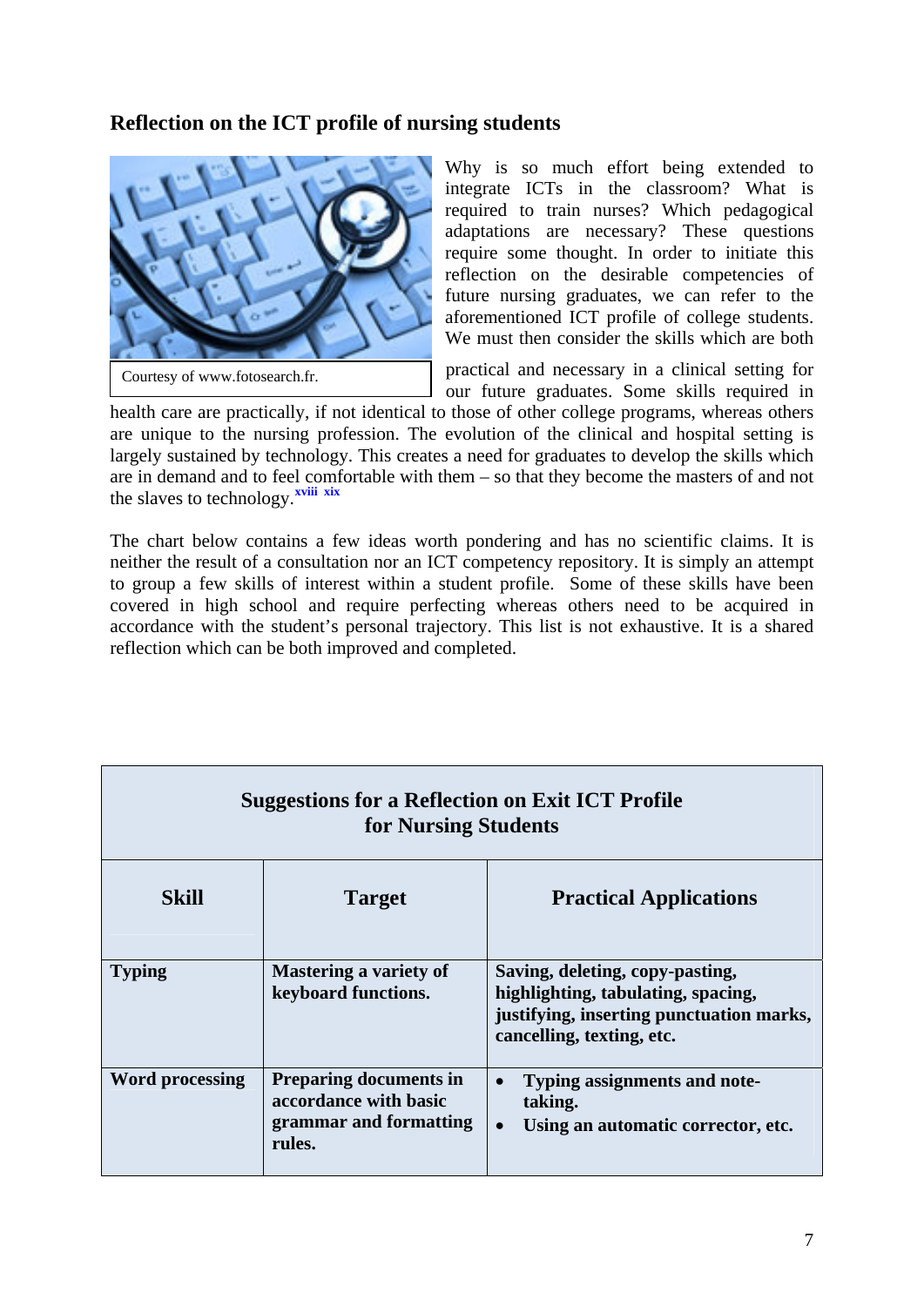## Reflection on the ICT profile of nursing students

Courtesy of www.fotosearch.fr.

Why is so much effort being extended to integrate ICTs in the classroom? What is required to train nurses? Which pedagogical adaptations are necessary? These questions require some thought. In order to initiate this reflection on the desirable competencies of future nursing graduates, we can refer to the aforementioned ICT profile of college students. We must then consider the skills which are both practical and necessary in a clinical setting for our future graduates. Some skills required in health care are practically, if not identical to those of other college programs, whereas others are unique to the nursing profession. The evolution of the clinical and hospital setting is largely sustained by technology. This creates a need for graduates to develop the skills which are in demand and to feel comfortable with them – so that they become the masters of and not the slaves to technology.[xviii] [xix]

The chart below contains a few ideas worth pondering and has no scientific claims. It is neither the result of a consultation nor an ICT competency repository. It is simply an attempt to group a few skills of interest within a student profile. Some of these skills have been covered in high school and require perfecting whereas others need to be acquired in accordance with the student's personal trajectory. This list is not exhaustive. It is a shared reflection which can be both improved and completed.

**Suggestions for a Reflection on Exit ICT Profile for Nursing Students**

| Skill | Target | Practical Applications |
|---|---|---|
| **Typing** | **Mastering a variety of keyboard functions.** | **Saving, deleting, copy-pasting, highlighting, tabulating, spacing, justifying, inserting punctuation marks, cancelling, texting, etc.** |
| **Word processing** | **Preparing documents in accordance with basic grammar and formatting rules.** | • **Typing assignments and note-taking.**<br>• **Using an automatic corrector, etc.** |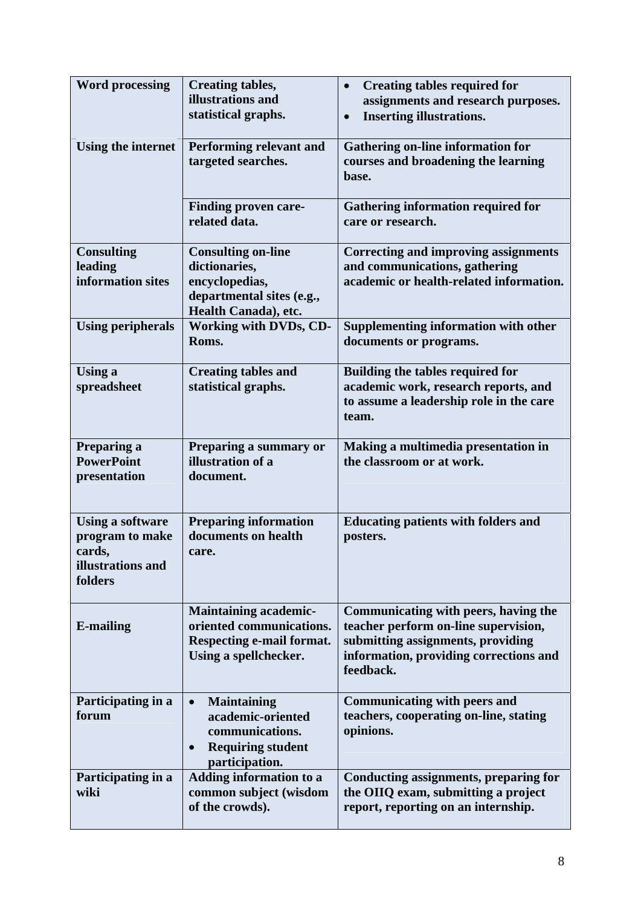| Word processing | Creating tables, illustrations and statistical graphs. | • Creating tables required for assignments and research purposes.<br>• Inserting illustrations. |
|---|---|---|
| Using the internet | Performing relevant and targeted searches. | Gathering on-line information for courses and broadening the learning base. |
| | Finding proven care-related data. | Gathering information required for care or research. |
| Consulting leading information sites | Consulting on-line dictionaries, encyclopedias, departmental sites (e.g., Health Canada), etc. | Correcting and improving assignments and communications, gathering academic or health-related information. |
| Using peripherals | Working with DVDs, CD-Roms. | Supplementing information with other documents or programs. |
| Using a spreadsheet | Creating tables and statistical graphs. | Building the tables required for academic work, research reports, and to assume a leadership role in the care team. |
| Preparing a PowerPoint presentation | Preparing a summary or illustration of a document. | Making a multimedia presentation in the classroom or at work. |
| Using a software program to make cards, illustrations and folders | Preparing information documents on health care. | Educating patients with folders and posters. |
| E-mailing | Maintaining academic-oriented communications. Respecting e-mail format. Using a spellchecker. | Communicating with peers, having the teacher perform on-line supervision, submitting assignments, providing information, providing corrections and feedback. |
| Participating in a forum | • Maintaining academic-oriented communications.<br>• Requiring student participation. | Communicating with peers and teachers, cooperating on-line, stating opinions. |
| Participating in a wiki | Adding information to a common subject (wisdom of the crowds). | Conducting assignments, preparing for the OIIQ exam, submitting a project report, reporting on an internship. |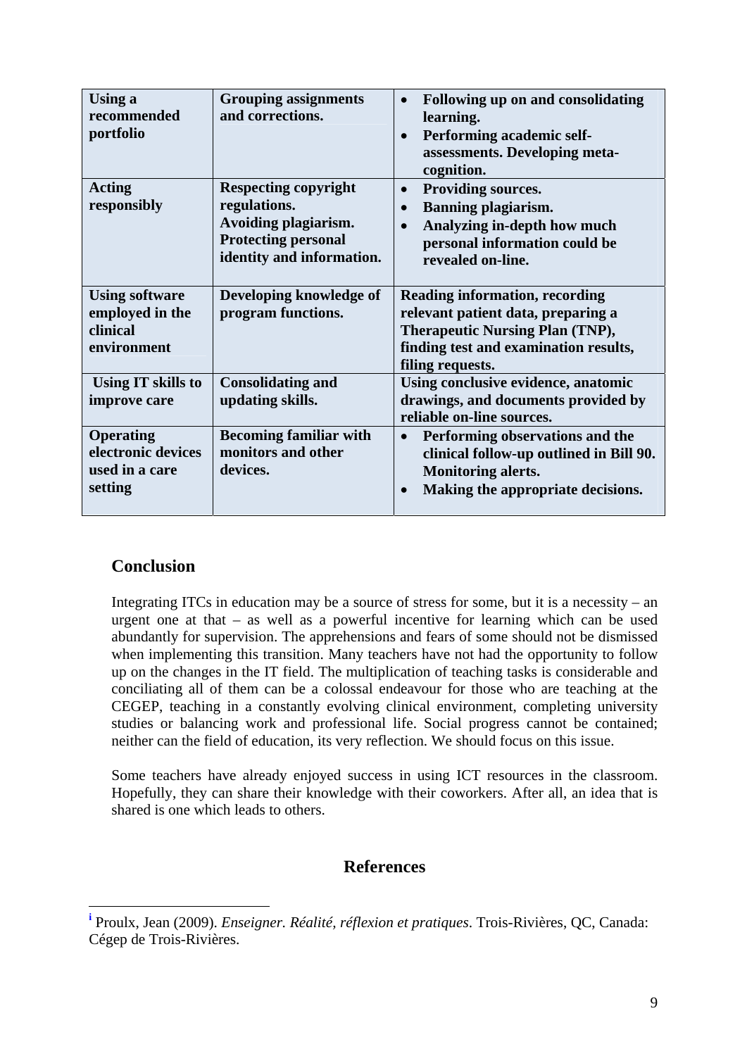| Using a recommended portfolio | Grouping assignments and corrections. | • Following up on and consolidating learning. • Performing academic self-assessments. Developing meta-cognition. |
|---|---|---|
| Acting responsibly | Respecting copyright regulations. Avoiding plagiarism. Protecting personal identity and information. | • Providing sources. • Banning plagiarism. • Analyzing in-depth how much personal information could be revealed on-line. |
| Using software employed in the clinical environment | Developing knowledge of program functions. | Reading information, recording relevant patient data, preparing a Therapeutic Nursing Plan (TNP), finding test and examination results, filing requests. |
| Using IT skills to improve care | Consolidating and updating skills. | Using conclusive evidence, anatomic drawings, and documents provided by reliable on-line sources. |
| Operating electronic devices used in a care setting | Becoming familiar with monitors and other devices. | • Performing observations and the clinical follow-up outlined in Bill 90. Monitoring alerts. • Making the appropriate decisions. |

## Conclusion

Integrating ITCs in education may be a source of stress for some, but it is a necessity – an urgent one at that – as well as a powerful incentive for learning which can be used abundantly for supervision. The apprehensions and fears of some should not be dismissed when implementing this transition. Many teachers have not had the opportunity to follow up on the changes in the IT field. The multiplication of teaching tasks is considerable and conciliating all of them can be a colossal endeavour for those who are teaching at the CEGEP, teaching in a constantly evolving clinical environment, completing university studies or balancing work and professional life. Social progress cannot be contained; neither can the field of education, its very reflection. We should focus on this issue.

Some teachers have already enjoyed success in using ICT resources in the classroom. Hopefully, they can share their knowledge with their coworkers. After all, an idea that is shared is one which leads to others.

## References

[i] Proulx, Jean (2009). *Enseigner. Réalité, réflexion et pratiques*. Trois-Rivières, QC, Canada: Cégep de Trois-Rivières.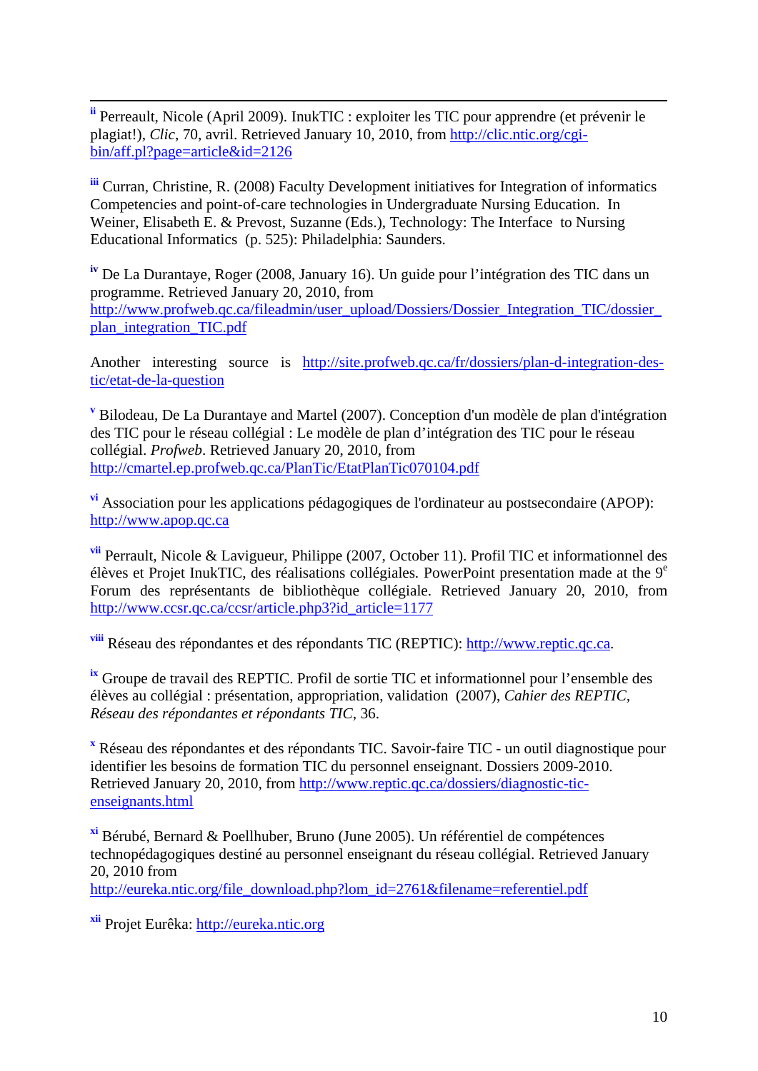[ii] Perreault, Nicole (April 2009). InukTIC : exploiter les TIC pour apprendre (et prévenir le plagiat!), *Clic*, 70, avril. Retrieved January 10, 2010, from http://clic.ntic.org/cgi-bin/aff.pl?page=article&id=2126

[iii] Curran, Christine, R. (2008) Faculty Development initiatives for Integration of informatics Competencies and point-of-care technologies in Undergraduate Nursing Education. In Weiner, Elisabeth E. & Prevost, Suzanne (Eds.), Technology: The Interface to Nursing Educational Informatics (p. 525): Philadelphia: Saunders.

[iv] De La Durantaye, Roger (2008, January 16). Un guide pour l'intégration des TIC dans un programme. Retrieved January 20, 2010, from http://www.profweb.qc.ca/fileadmin/user_upload/Dossiers/Dossier_Integration_TIC/dossier_plan_integration_TIC.pdf

Another interesting source is http://site.profweb.qc.ca/fr/dossiers/plan-d-integration-des-tic/etat-de-la-question

[v] Bilodeau, De La Durantaye and Martel (2007). Conception d'un modèle de plan d'intégration des TIC pour le réseau collégial : Le modèle de plan d'intégration des TIC pour le réseau collégial. *Profweb*. Retrieved January 20, 2010, from http://cmartel.ep.profweb.qc.ca/PlanTic/EtatPlanTic070104.pdf

[vi] Association pour les applications pédagogiques de l'ordinateur au postsecondaire (APOP): http://www.apop.qc.ca

[vii] Perrault, Nicole & Lavigueur, Philippe (2007, October 11). Profil TIC et informationnel des élèves et Projet InukTIC, des réalisations collégiales. PowerPoint presentation made at the 9[e] Forum des représentants de bibliothèque collégiale. Retrieved January 20, 2010, from http://www.ccsr.qc.ca/ccsr/article.php3?id_article=1177

[viii] Réseau des répondantes et des répondants TIC (REPTIC): http://www.reptic.qc.ca.

[ix] Groupe de travail des REPTIC. Profil de sortie TIC et informationnel pour l'ensemble des élèves au collégial : présentation, appropriation, validation (2007), *Cahier des REPTIC, Réseau des répondantes et répondants TIC*, 36.

[x] Réseau des répondantes et des répondants TIC. Savoir-faire TIC - un outil diagnostique pour identifier les besoins de formation TIC du personnel enseignant. Dossiers 2009-2010. Retrieved January 20, 2010, from http://www.reptic.qc.ca/dossiers/diagnostic-tic-enseignants.html

[xi] Bérubé, Bernard & Poellhuber, Bruno (June 2005). Un référentiel de compétences technopédagogiques destiné au personnel enseignant du réseau collégial. Retrieved January 20, 2010 from http://eureka.ntic.org/file_download.php?lom_id=2761&filename=referentiel.pdf

[xii] Projet Eurêka: http://eureka.ntic.org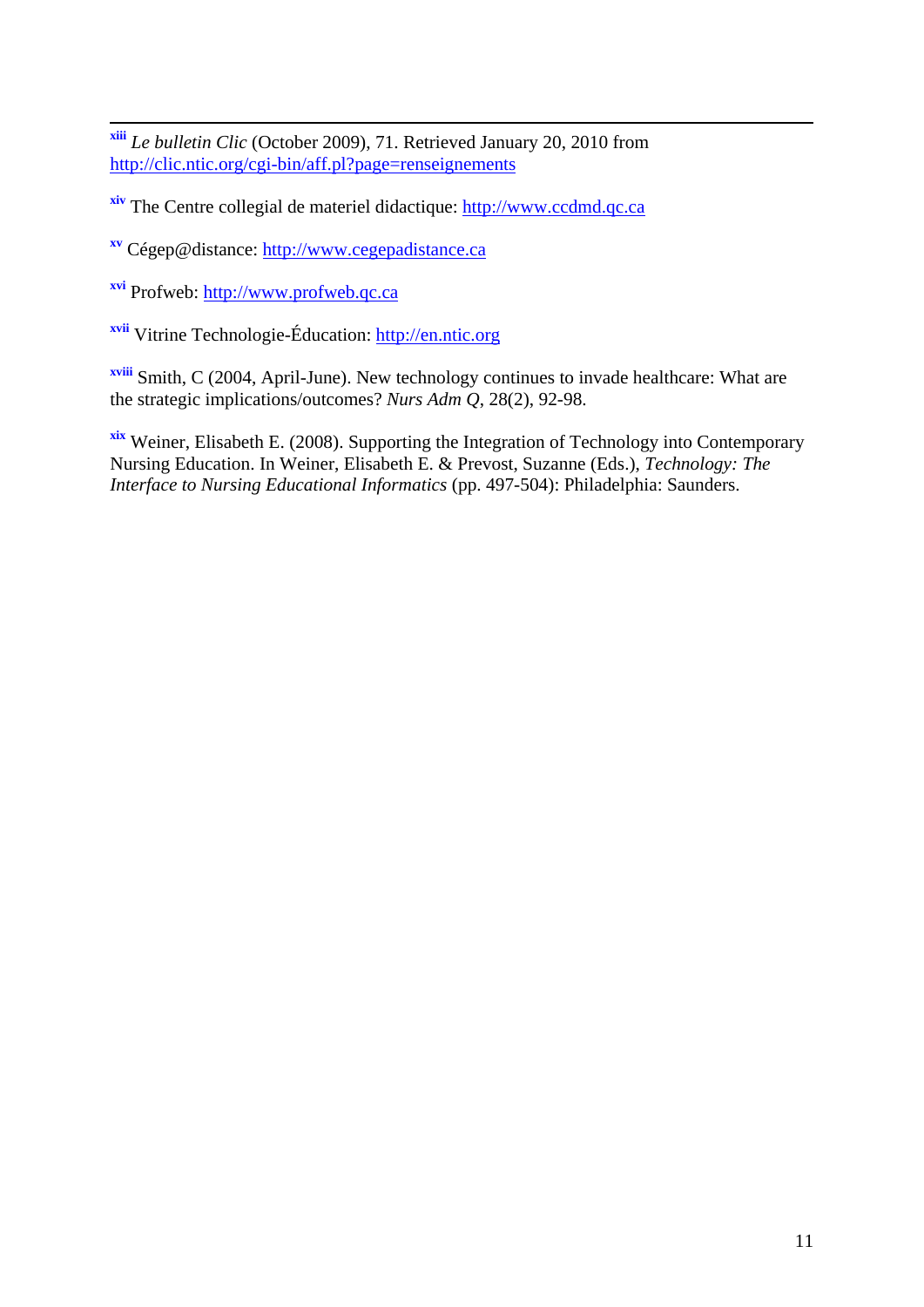[xiii] *Le bulletin Clic* (October 2009), 71. Retrieved January 20, 2010 from http://clic.ntic.org/cgi-bin/aff.pl?page=renseignements

[xiv] The Centre collegial de materiel didactique: http://www.ccdmd.qc.ca

[xv] Cégep@distance: http://www.cegepadistance.ca

[xvi] Profweb: http://www.profweb.qc.ca

[xvii] Vitrine Technologie-Éducation: http://en.ntic.org

[xviii] Smith, C (2004, April-June). New technology continues to invade healthcare: What are the strategic implications/outcomes? *Nurs Adm Q*, 28(2), 92-98.

[xix] Weiner, Elisabeth E. (2008). Supporting the Integration of Technology into Contemporary Nursing Education. In Weiner, Elisabeth E. & Prevost, Suzanne (Eds.), *Technology: The Interface to Nursing Educational Informatics* (pp. 497-504): Philadelphia: Saunders.